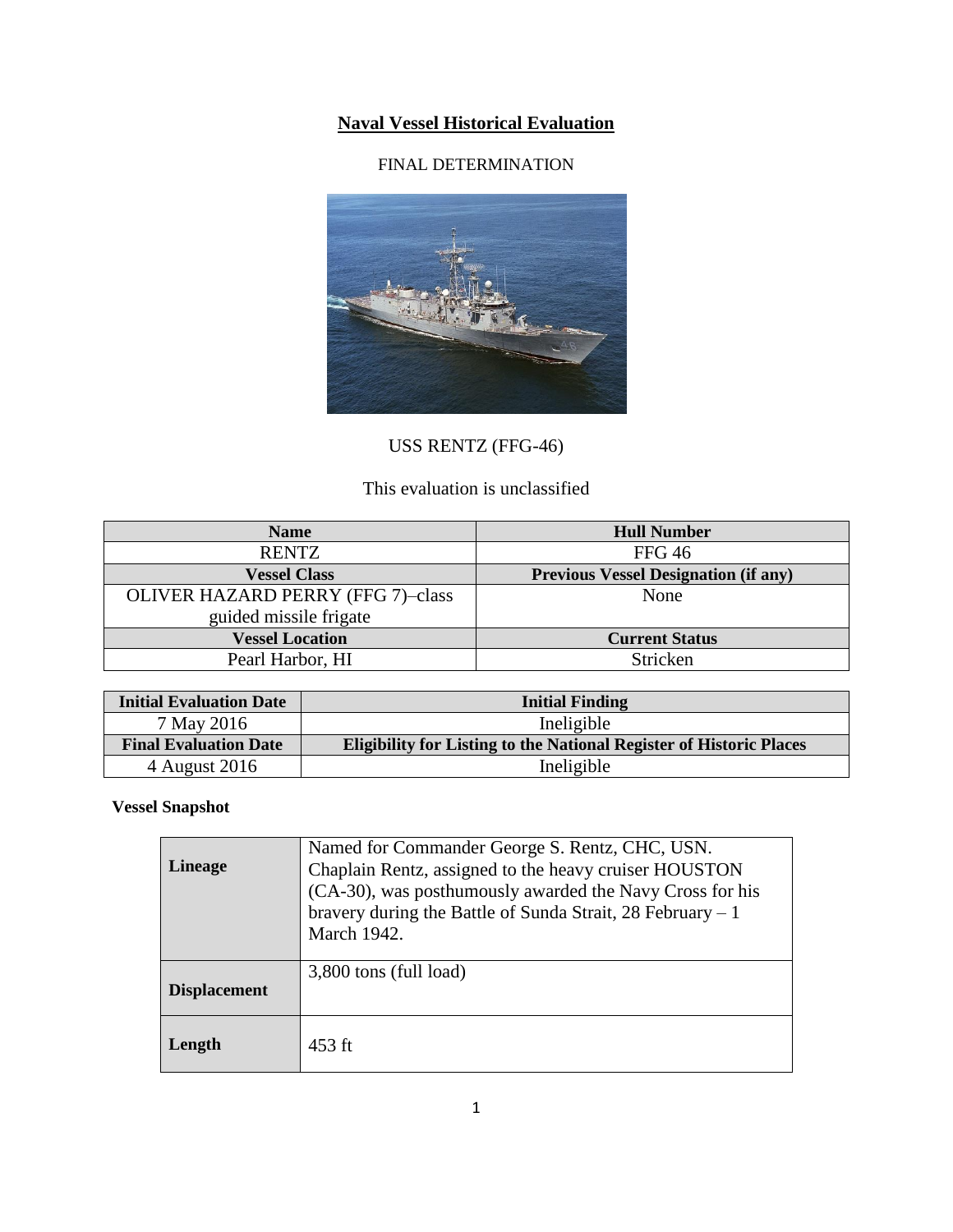# Naval Vessel Historical Evaluation

FINAL DETERMINATION

USS RENTZ (FFG-46)

This evaluation is unclassified

| Name | Hull Number |
|---|---|
| RENTZ | FFG 46 |
| **Vessel Class** | **Previous Vessel Designation (if any)** |
| OLIVER HAZARD PERRY (FFG 7)–class guided missile frigate | None |
| **Vessel Location** | **Current Status** |
| Pearl Harbor, HI | Stricken |

| Initial Evaluation Date | Initial Finding |
|---|---|
| 7 May 2016 | Ineligible |
| **Final Evaluation Date** | **Eligibility for Listing to the National Register of Historic Places** |
| 4 August 2016 | Ineligible |

**Vessel Snapshot**

| | |
|---|---|
| **Lineage** | Named for Commander George S. Rentz, CHC, USN. Chaplain Rentz, assigned to the heavy cruiser HOUSTON (CA-30), was posthumously awarded the Navy Cross for his bravery during the Battle of Sunda Strait, 28 February – 1 March 1942. |
| **Displacement** | 3,800 tons (full load) |
| **Length** | 453 ft |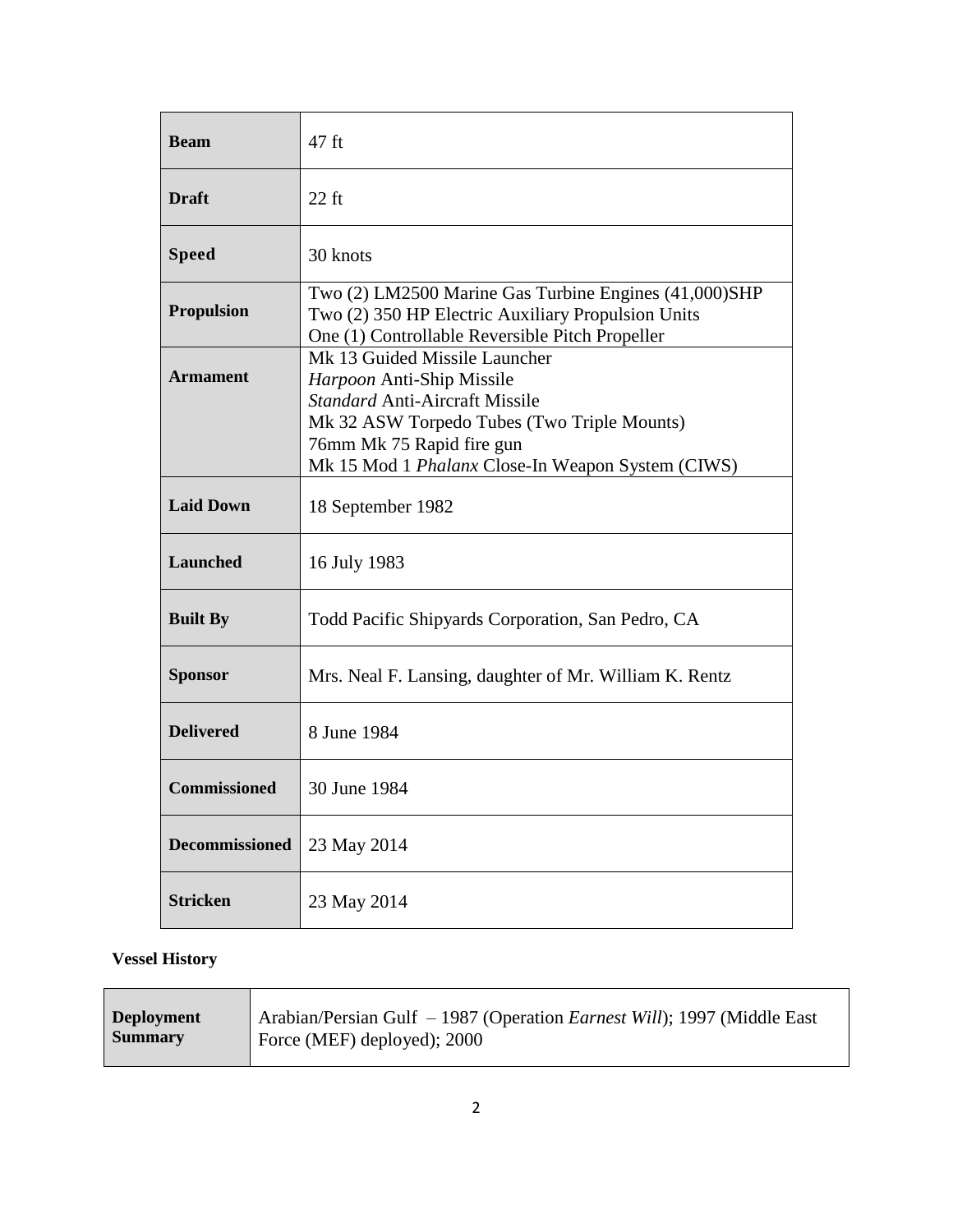| | |
|---|---|
| **Beam** | 47 ft |
| **Draft** | 22 ft |
| **Speed** | 30 knots |
| **Propulsion** | Two (2) LM2500 Marine Gas Turbine Engines (41,000)SHP<br>Two (2) 350 HP Electric Auxiliary Propulsion Units<br>One (1) Controllable Reversible Pitch Propeller |
| **Armament** | Mk 13 Guided Missile Launcher<br>*Harpoon* Anti-Ship Missile<br>*Standard* Anti-Aircraft Missile<br>Mk 32 ASW Torpedo Tubes (Two Triple Mounts)<br>76mm Mk 75 Rapid fire gun<br>Mk 15 Mod 1 *Phalanx* Close-In Weapon System (CIWS) |
| **Laid Down** | 18 September 1982 |
| **Launched** | 16 July 1983 |
| **Built By** | Todd Pacific Shipyards Corporation, San Pedro, CA |
| **Sponsor** | Mrs. Neal F. Lansing, daughter of Mr. William K. Rentz |
| **Delivered** | 8 June 1984 |
| **Commissioned** | 30 June 1984 |
| **Decommissioned** | 23 May 2014 |
| **Stricken** | 23 May 2014 |

**Vessel History**

| | |
|---|---|
| **Deployment Summary** | Arabian/Persian Gulf – 1987 (Operation *Earnest Will*); 1997 (Middle East Force (MEF) deployed); 2000 |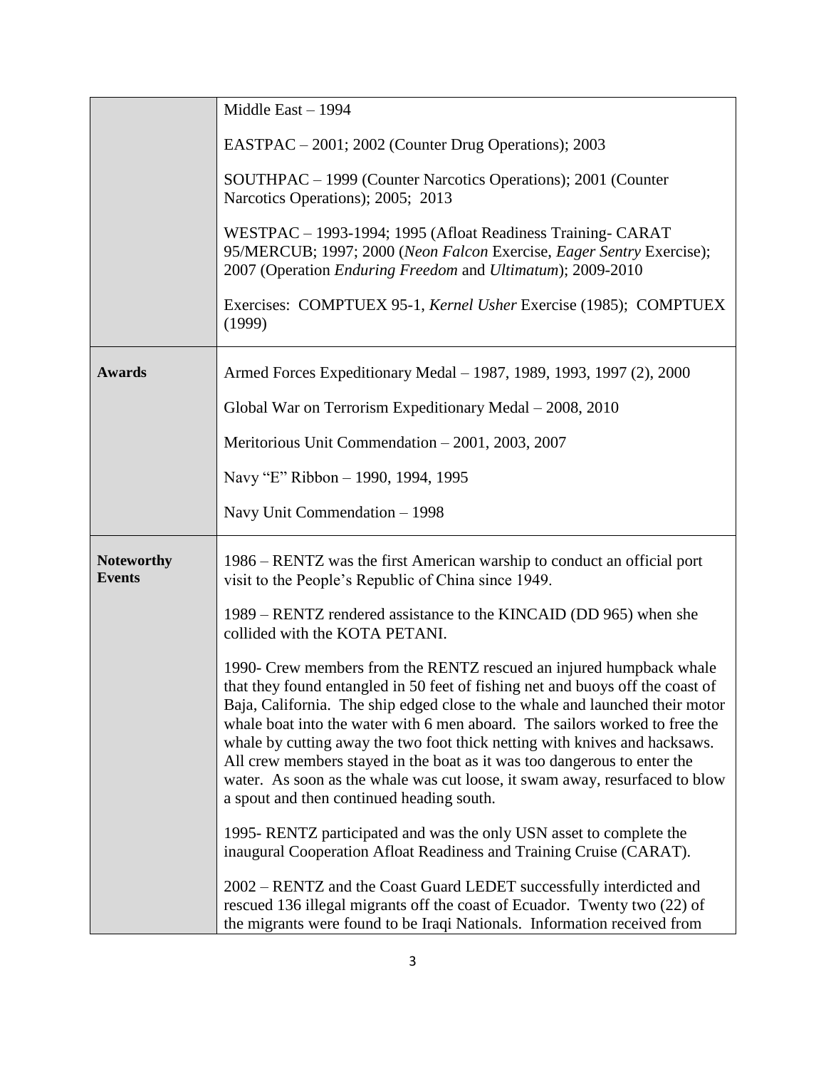| | |
|---|---|
| | Middle East – 1994<br><br>EASTPAC – 2001; 2002 (Counter Drug Operations); 2003<br><br>SOUTHPAC – 1999 (Counter Narcotics Operations); 2001 (Counter Narcotics Operations); 2005; 2013<br><br>WESTPAC – 1993-1994; 1995 (Afloat Readiness Training- CARAT 95/MERCUB; 1997; 2000 (*Neon Falcon* Exercise, *Eager Sentry* Exercise); 2007 (Operation *Enduring Freedom* and *Ultimatum*); 2009-2010<br><br>Exercises: COMPTUEX 95-1, *Kernel Usher* Exercise (1985); COMPTUEX (1999) |
| **Awards** | Armed Forces Expeditionary Medal – 1987, 1989, 1993, 1997 (2), 2000<br><br>Global War on Terrorism Expeditionary Medal – 2008, 2010<br><br>Meritorious Unit Commendation – 2001, 2003, 2007<br><br>Navy "E" Ribbon – 1990, 1994, 1995<br><br>Navy Unit Commendation – 1998 |
| **Noteworthy Events** | 1986 – RENTZ was the first American warship to conduct an official port visit to the People's Republic of China since 1949.<br><br>1989 – RENTZ rendered assistance to the KINCAID (DD 965) when she collided with the KOTA PETANI.<br><br>1990- Crew members from the RENTZ rescued an injured humpback whale that they found entangled in 50 feet of fishing net and buoys off the coast of Baja, California. The ship edged close to the whale and launched their motor whale boat into the water with 6 men aboard. The sailors worked to free the whale by cutting away the two foot thick netting with knives and hacksaws. All crew members stayed in the boat as it was too dangerous to enter the water. As soon as the whale was cut loose, it swam away, resurfaced to blow a spout and then continued heading south.<br><br>1995- RENTZ participated and was the only USN asset to complete the inaugural Cooperation Afloat Readiness and Training Cruise (CARAT).<br><br>2002 – RENTZ and the Coast Guard LEDET successfully interdicted and rescued 136 illegal migrants off the coast of Ecuador. Twenty two (22) of the migrants were found to be Iraqi Nationals. Information received from |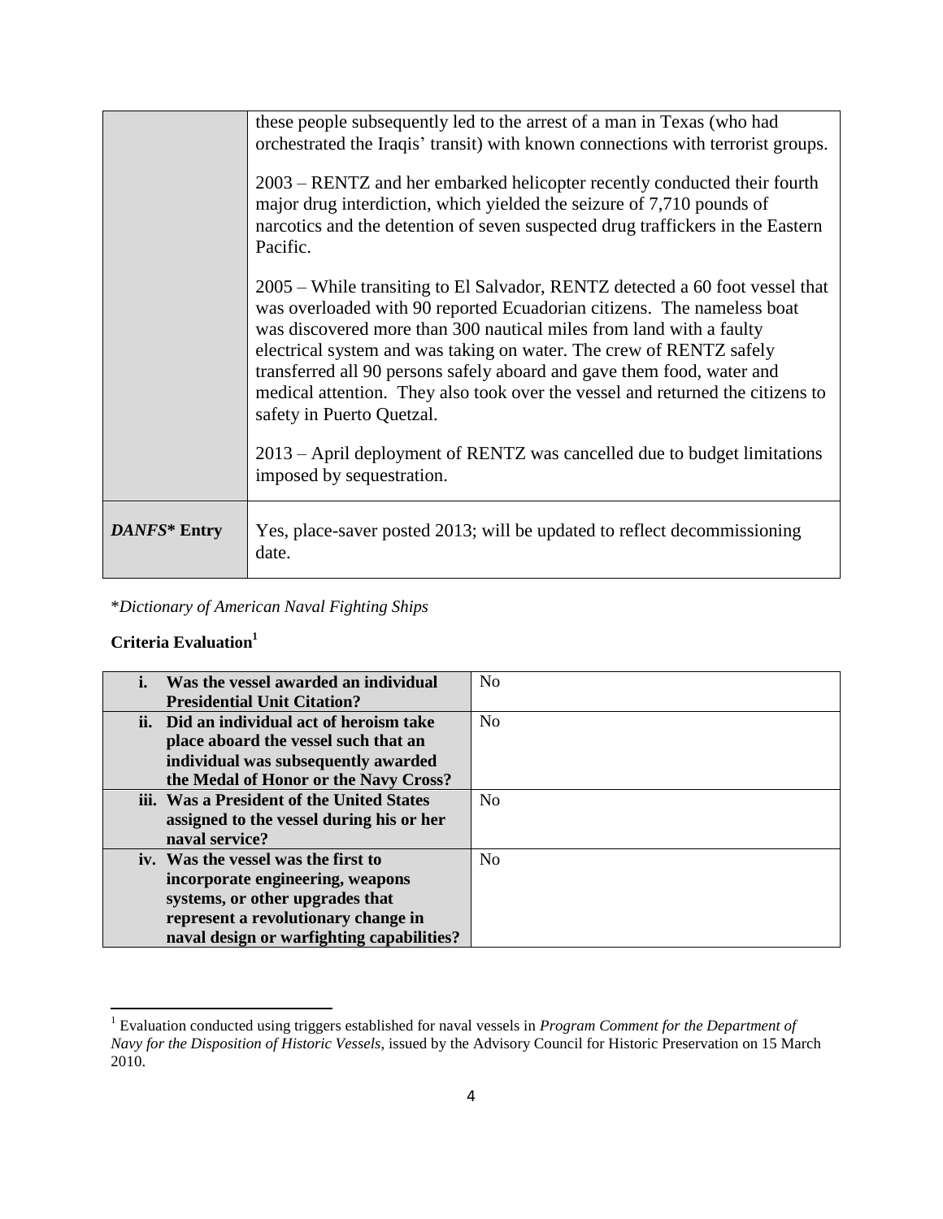| | |
|---|---|
| | these people subsequently led to the arrest of a man in Texas (who had orchestrated the Iraqis' transit) with known connections with terrorist groups.<br><br>2003 – RENTZ and her embarked helicopter recently conducted their fourth major drug interdiction, which yielded the seizure of 7,710 pounds of narcotics and the detention of seven suspected drug traffickers in the Eastern Pacific.<br><br>2005 – While transiting to El Salvador, RENTZ detected a 60 foot vessel that was overloaded with 90 reported Ecuadorian citizens. The nameless boat was discovered more than 300 nautical miles from land with a faulty electrical system and was taking on water. The crew of RENTZ safely transferred all 90 persons safely aboard and gave them food, water and medical attention. They also took over the vessel and returned the citizens to safety in Puerto Quetzal.<br><br>2013 – April deployment of RENTZ was cancelled due to budget limitations imposed by sequestration. |
| ***DANFS*\* Entry** | Yes, place-saver posted 2013; will be updated to reflect decommissioning date. |

\**Dictionary of American Naval Fighting Ships*

**Criteria Evaluation**[1]

| | |
|---|---|
| **i. Was the vessel awarded an individual Presidential Unit Citation?** | No |
| **ii. Did an individual act of heroism take place aboard the vessel such that an individual was subsequently awarded the Medal of Honor or the Navy Cross?** | No |
| **iii. Was a President of the United States assigned to the vessel during his or her naval service?** | No |
| **iv. Was the vessel was the first to incorporate engineering, weapons systems, or other upgrades that represent a revolutionary change in naval design or warfighting capabilities?** | No |

[1] Evaluation conducted using triggers established for naval vessels in *Program Comment for the Department of Navy for the Disposition of Historic Vessels*, issued by the Advisory Council for Historic Preservation on 15 March 2010.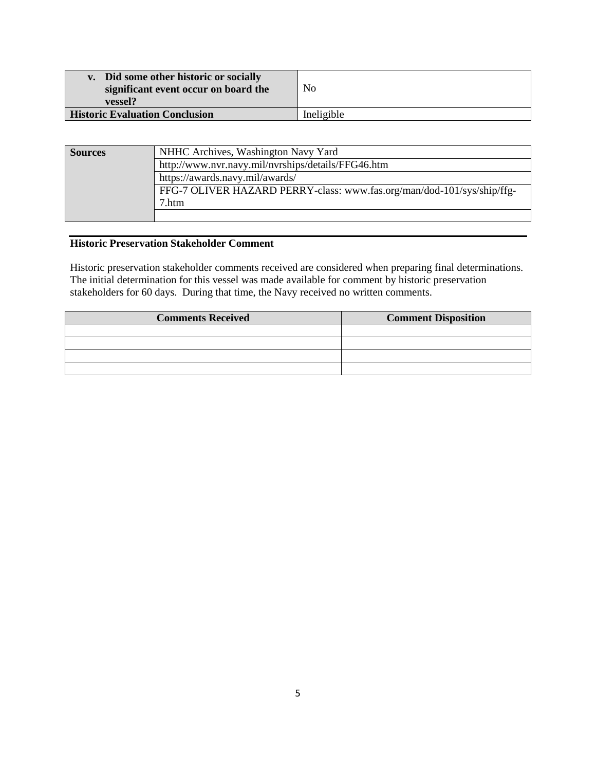| | |
|---|---|
| **v. Did some other historic or socially significant event occur on board the vessel?** | No |
| **Historic Evaluation Conclusion** | Ineligible |

| | |
|---|---|
| **Sources** | NHHC Archives, Washington Navy Yard |
| | http://www.nvr.navy.mil/nvrships/details/FFG46.htm |
| | https://awards.navy.mil/awards/ |
| | FFG-7 OLIVER HAZARD PERRY-class: www.fas.org/man/dod-101/sys/ship/ffg-7.htm |
| | |

## Historic Preservation Stakeholder Comment

Historic preservation stakeholder comments received are considered when preparing final determinations. The initial determination for this vessel was made available for comment by historic preservation stakeholders for 60 days. During that time, the Navy received no written comments.

| Comments Received | Comment Disposition |
|---|---|
| | |
| | |
| | |
| | |